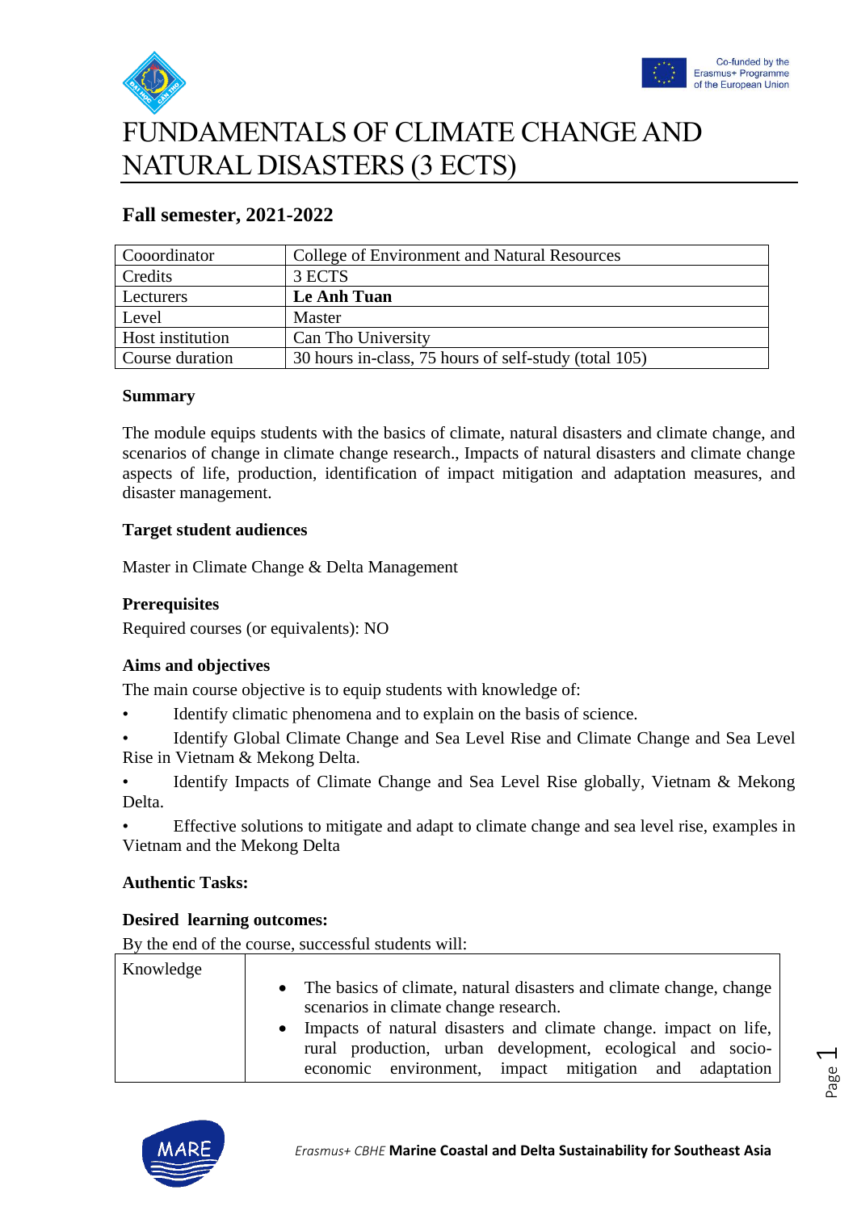# FUNDAMENTALS OF CLIMATE CHANGE AND NATURAL DISASTERS (3 ECTS)

## Fall semester, 2021-2022

| Cooordinator | College of Environment and Natural Resources |
|---|---|
| Credits | 3 ECTS |
| Lecturers | **Le Anh Tuan** |
| Level | Master |
| Host institution | Can Tho University |
| Course duration | 30 hours in-class, 75 hours of self-study (total 105) |

### Summary

The module equips students with the basics of climate, natural disasters and climate change, and scenarios of change in climate change research., Impacts of natural disasters and climate change aspects of life, production, identification of impact mitigation and adaptation measures, and disaster management.

### Target student audiences

Master in Climate Change & Delta Management

### Prerequisites

Required courses (or equivalents): NO

### Aims and objectives

The main course objective is to equip students with knowledge of:

- Identify climatic phenomena and to explain on the basis of science.
- Identify Global Climate Change and Sea Level Rise and Climate Change and Sea Level Rise in Vietnam & Mekong Delta.
- Identify Impacts of Climate Change and Sea Level Rise globally, Vietnam & Mekong Delta.
- Effective solutions to mitigate and adapt to climate change and sea level rise, examples in Vietnam and the Mekong Delta

### Authentic Tasks:

### Desired learning outcomes:

By the end of the course, successful students will:

| Knowledge | <ul><li>The basics of climate, natural disasters and climate change, change scenarios in climate change research.</li><li>Impacts of natural disasters and climate change. impact on life, rural production, urban development, ecological and socio-economic environment, impact mitigation and adaptation</li></ul> |
|---|---|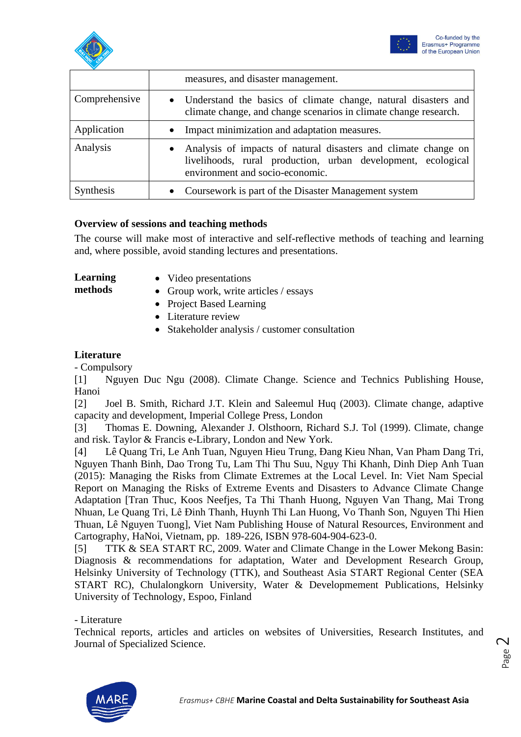| | |
|---|---|
| | measures, and disaster management. |
| Comprehensive | • Understand the basics of climate change, natural disasters and climate change, and change scenarios in climate change research. |
| Application | • Impact minimization and adaptation measures. |
| Analysis | • Analysis of impacts of natural disasters and climate change on livelihoods, rural production, urban development, ecological environment and socio-economic. |
| Synthesis | • Coursework is part of the Disaster Management system |

**Overview of sessions and teaching methods**

The course will make most of interactive and self-reflective methods of teaching and learning and, where possible, avoid standing lectures and presentations.

**Learning methods**

- Video presentations
- Group work, write articles / essays
- Project Based Learning
- Literature review
- Stakeholder analysis / customer consultation

**Literature**

- Compulsory

[1] Nguyen Duc Ngu (2008). Climate Change. Science and Technics Publishing House, Hanoi

[2] Joel B. Smith, Richard J.T. Klein and Saleemul Huq (2003). Climate change, adaptive capacity and development, Imperial College Press, London

[3] Thomas E. Downing, Alexander J. Olsthoorn, Richard S.J. Tol (1999). Climate, change and risk. Taylor & Francis e-Library, London and New York.

[4] Lê Quang Tri, Le Anh Tuan, Nguyen Hieu Trung, Đang Kieu Nhan, Van Pham Dang Tri, Nguyen Thanh Binh, Dao Trong Tu, Lam Thi Thu Suu, Ngụy Thi Khanh, Dinh Diep Anh Tuan (2015): Managing the Risks from Climate Extremes at the Local Level. In: Viet Nam Special Report on Managing the Risks of Extreme Events and Disasters to Advance Climate Change Adaptation [Tran Thuc, Koos Neefjes, Ta Thi Thanh Huong, Nguyen Van Thang, Mai Trong Nhuan, Le Quang Tri, Lê Đinh Thanh, Huynh Thi Lan Huong, Vo Thanh Son, Nguyen Thi Hien Thuan, Lê Nguyen Tuong], Viet Nam Publishing House of Natural Resources, Environment and Cartography, HaNoi, Vietnam, pp. 189-226, ISBN 978-604-904-623-0.

[5] TTK & SEA START RC, 2009. Water and Climate Change in the Lower Mekong Basin: Diagnosis & recommendations for adaptation, Water and Development Research Group, Helsinky University of Technology (TTK), and Southeast Asia START Regional Center (SEA START RC), Chulalongkorn University, Water & Developmement Publications, Helsinky University of Technology, Espoo, Finland

- Literature

Technical reports, articles and articles on websites of Universities, Research Institutes, and Journal of Specialized Science.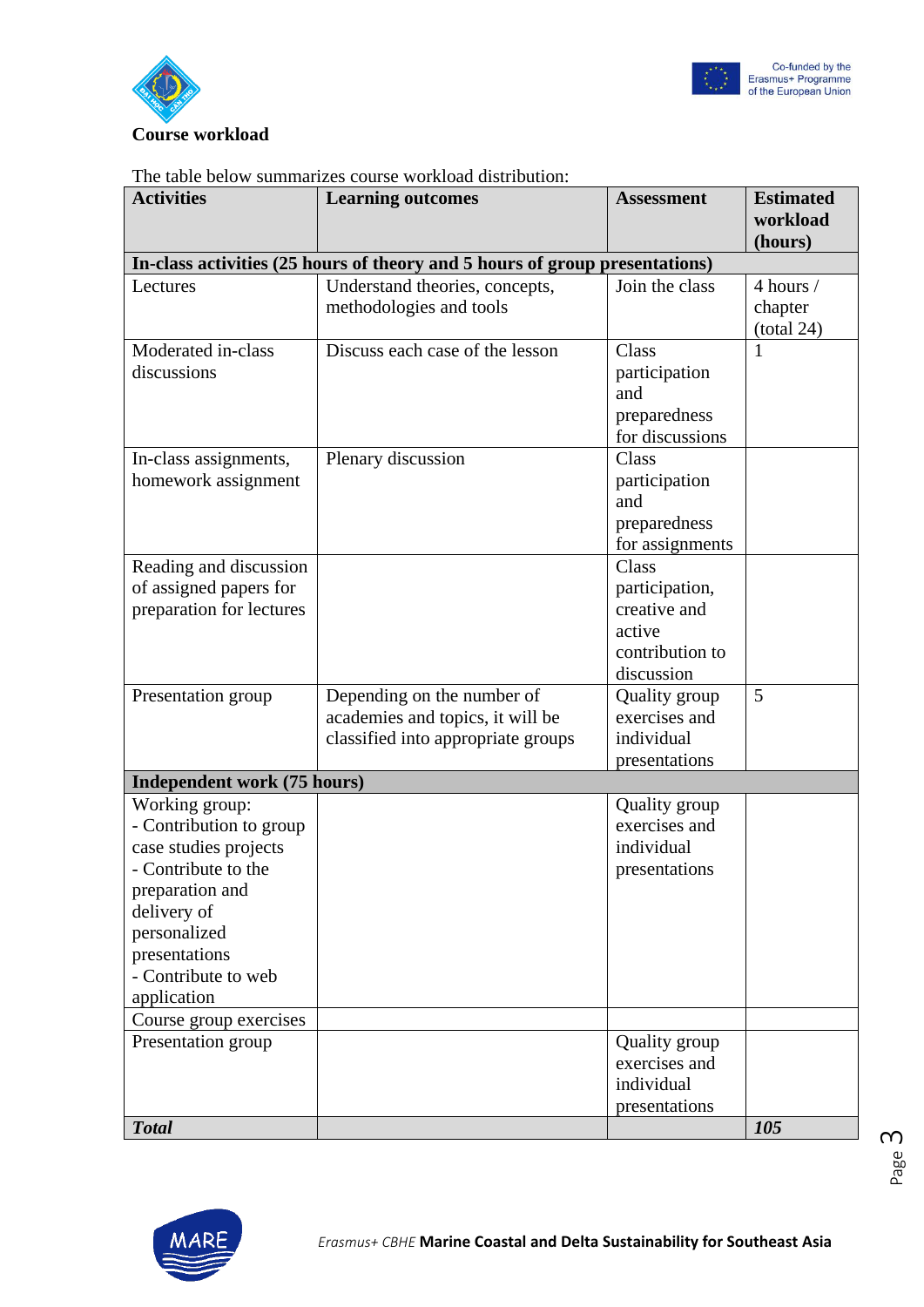**Course workload**

The table below summarizes course workload distribution:

| Activities | Learning outcomes | Assessment | Estimated workload (hours) |
|---|---|---|---|
| **In-class activities (25 hours of theory and 5 hours of group presentations)** | | | |
| Lectures | Understand theories, concepts, methodologies and tools | Join the class | 4 hours / chapter (total 24) |
| Moderated in-class discussions | Discuss each case of the lesson | Class participation and preparedness for discussions | 1 |
| In-class assignments, homework assignment | Plenary discussion | Class participation and preparedness for assignments | |
| Reading and discussion of assigned papers for preparation for lectures | | Class participation, creative and active contribution to discussion | |
| Presentation group | Depending on the number of academies and topics, it will be classified into appropriate groups | Quality group exercises and individual presentations | 5 |
| **Independent work (75 hours)** | | | |
| Working group:<br>- Contribution to group case studies projects<br>- Contribute to the preparation and delivery of personalized presentations<br>- Contribute to web application | | Quality group exercises and individual presentations | |
| Course group exercises | | | |
| Presentation group | | Quality group exercises and individual presentations | |
| ***Total*** | | | ***105*** |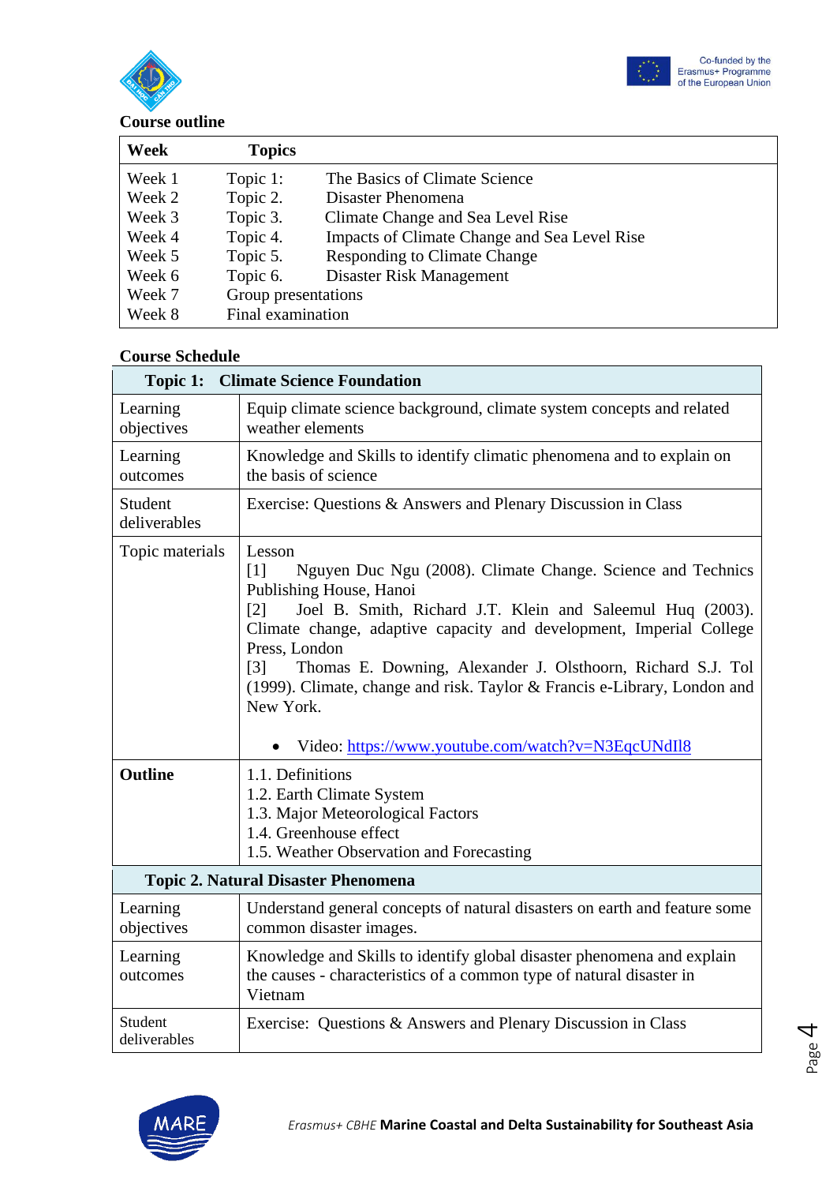**Course outline**

| Week | Topics | |
|---|---|---|
| Week 1 | Topic 1: | The Basics of Climate Science |
| Week 2 | Topic 2. | Disaster Phenomena |
| Week 3 | Topic 3. | Climate Change and Sea Level Rise |
| Week 4 | Topic 4. | Impacts of Climate Change and Sea Level Rise |
| Week 5 | Topic 5. | Responding to Climate Change |
| Week 6 | Topic 6. | Disaster Risk Management |
| Week 7 | Group presentations | |
| Week 8 | Final examination | |

**Course Schedule**

| **Topic 1: Climate Science Foundation** | |
|---|---|
| Learning objectives | Equip climate science background, climate system concepts and related weather elements |
| Learning outcomes | Knowledge and Skills to identify climatic phenomena and to explain on the basis of science |
| Student deliverables | Exercise: Questions & Answers and Plenary Discussion in Class |
| Topic materials | Lesson<br>[1] Nguyen Duc Ngu (2008). Climate Change. Science and Technics Publishing House, Hanoi<br>[2] Joel B. Smith, Richard J.T. Klein and Saleemul Huq (2003). Climate change, adaptive capacity and development, Imperial College Press, London<br>[3] Thomas E. Downing, Alexander J. Olsthoorn, Richard S.J. Tol (1999). Climate, change and risk. Taylor & Francis e-Library, London and New York.<br><br>• Video: https://www.youtube.com/watch?v=N3EqcUNdIl8 |
| **Outline** | 1.1. Definitions<br>1.2. Earth Climate System<br>1.3. Major Meteorological Factors<br>1.4. Greenhouse effect<br>1.5. Weather Observation and Forecasting |
| **Topic 2. Natural Disaster Phenomena** | |
| Learning objectives | Understand general concepts of natural disasters on earth and feature some common disaster images. |
| Learning outcomes | Knowledge and Skills to identify global disaster phenomena and explain the causes - characteristics of a common type of natural disaster in Vietnam |
| Student deliverables | Exercise: Questions & Answers and Plenary Discussion in Class |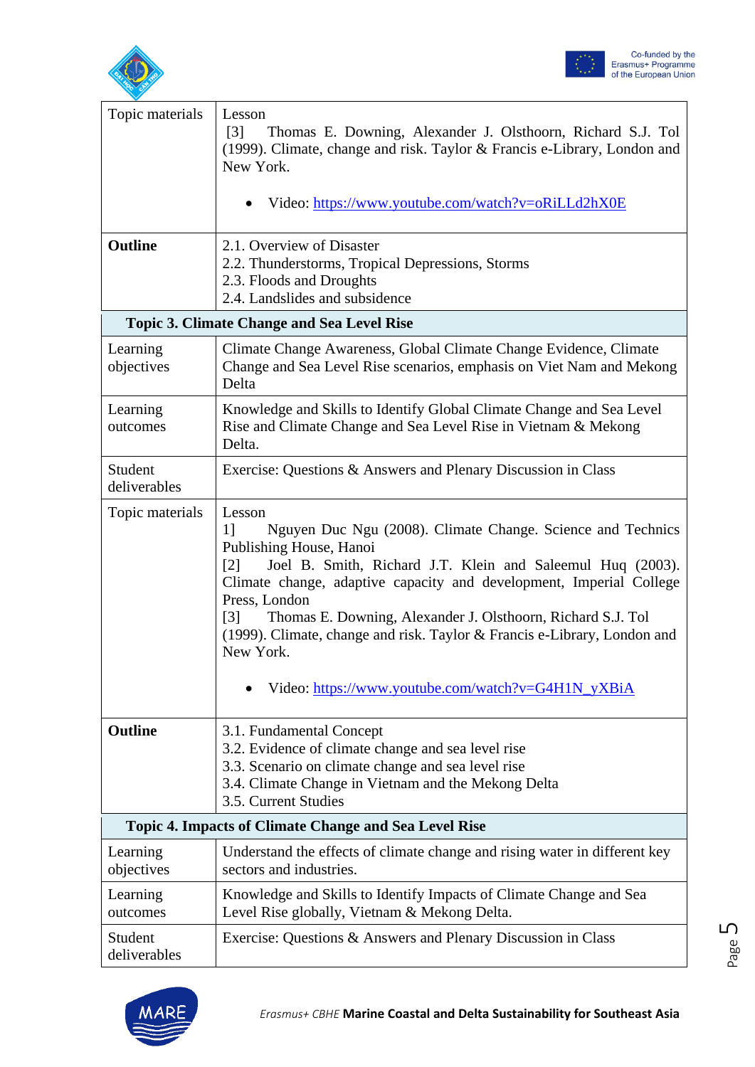| | |
|---|---|
| Topic materials | Lesson<br>[3] Thomas E. Downing, Alexander J. Olsthoorn, Richard S.J. Tol (1999). Climate, change and risk. Taylor & Francis e-Library, London and New York.<br><br>• Video: https://www.youtube.com/watch?v=oRiLLd2hX0E |
| **Outline** | 2.1. Overview of Disaster<br>2.2. Thunderstorms, Tropical Depressions, Storms<br>2.3. Floods and Droughts<br>2.4. Landslides and subsidence |
| **Topic 3. Climate Change and Sea Level Rise** | |
| Learning objectives | Climate Change Awareness, Global Climate Change Evidence, Climate Change and Sea Level Rise scenarios, emphasis on Viet Nam and Mekong Delta |
| Learning outcomes | Knowledge and Skills to Identify Global Climate Change and Sea Level Rise and Climate Change and Sea Level Rise in Vietnam & Mekong Delta. |
| Student deliverables | Exercise: Questions & Answers and Plenary Discussion in Class |
| Topic materials | Lesson<br>1] Nguyen Duc Ngu (2008). Climate Change. Science and Technics Publishing House, Hanoi<br>[2] Joel B. Smith, Richard J.T. Klein and Saleemul Huq (2003). Climate change, adaptive capacity and development, Imperial College Press, London<br>[3] Thomas E. Downing, Alexander J. Olsthoorn, Richard S.J. Tol (1999). Climate, change and risk. Taylor & Francis e-Library, London and New York.<br><br>• Video: https://www.youtube.com/watch?v=G4H1N_yXBiA |
| **Outline** | 3.1. Fundamental Concept<br>3.2. Evidence of climate change and sea level rise<br>3.3. Scenario on climate change and sea level rise<br>3.4. Climate Change in Vietnam and the Mekong Delta<br>3.5. Current Studies |
| **Topic 4. Impacts of Climate Change and Sea Level Rise** | |
| Learning objectives | Understand the effects of climate change and rising water in different key sectors and industries. |
| Learning outcomes | Knowledge and Skills to Identify Impacts of Climate Change and Sea Level Rise globally, Vietnam & Mekong Delta. |
| Student deliverables | Exercise: Questions & Answers and Plenary Discussion in Class |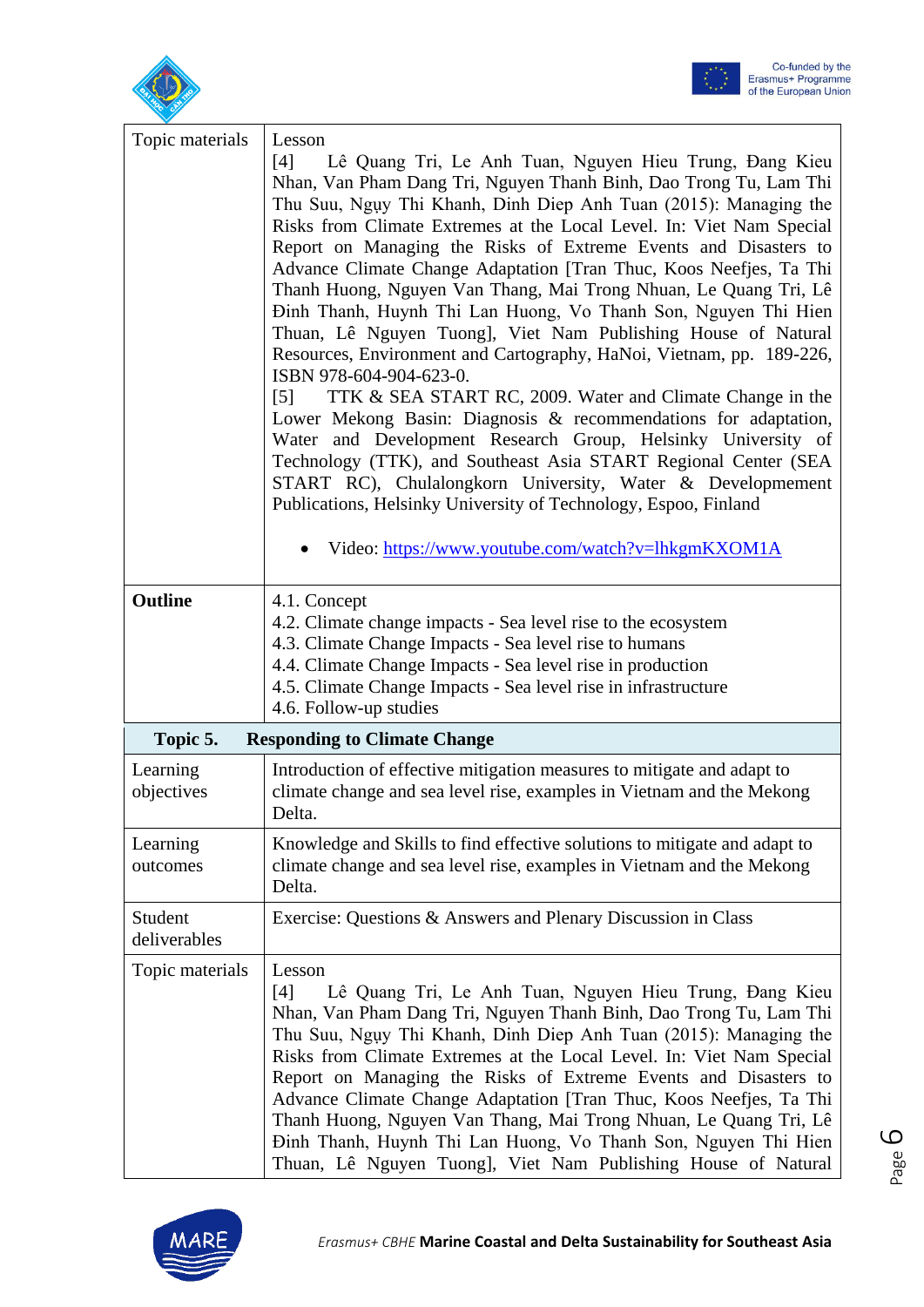| | |
|---|---|
| Topic materials | Lesson<br>[4] Lê Quang Tri, Le Anh Tuan, Nguyen Hieu Trung, Đang Kieu Nhan, Van Pham Dang Tri, Nguyen Thanh Binh, Dao Trong Tu, Lam Thi Thu Suu, Ngụy Thi Khanh, Dinh Diep Anh Tuan (2015): Managing the Risks from Climate Extremes at the Local Level. In: Viet Nam Special Report on Managing the Risks of Extreme Events and Disasters to Advance Climate Change Adaptation [Tran Thuc, Koos Neefjes, Ta Thi Thanh Huong, Nguyen Van Thang, Mai Trong Nhuan, Le Quang Tri, Lê Đinh Thanh, Huynh Thi Lan Huong, Vo Thanh Son, Nguyen Thi Hien Thuan, Lê Nguyen Tuong], Viet Nam Publishing House of Natural Resources, Environment and Cartography, HaNoi, Vietnam, pp. 189-226, ISBN 978-604-904-623-0.<br>[5] TTK & SEA START RC, 2009. Water and Climate Change in the Lower Mekong Basin: Diagnosis & recommendations for adaptation, Water and Development Research Group, Helsinky University of Technology (TTK), and Southeast Asia START Regional Center (SEA START RC), Chulalongkorn University, Water & Developmement Publications, Helsinky University of Technology, Espoo, Finland<br><br>• Video: https://www.youtube.com/watch?v=lhkgmKXOM1A |
| **Outline** | 4.1. Concept<br>4.2. Climate change impacts - Sea level rise to the ecosystem<br>4.3. Climate Change Impacts - Sea level rise to humans<br>4.4. Climate Change Impacts - Sea level rise in production<br>4.5. Climate Change Impacts - Sea level rise in infrastructure<br>4.6. Follow-up studies |
| **Topic 5.** | **Responding to Climate Change** |
| Learning objectives | Introduction of effective mitigation measures to mitigate and adapt to climate change and sea level rise, examples in Vietnam and the Mekong Delta. |
| Learning outcomes | Knowledge and Skills to find effective solutions to mitigate and adapt to climate change and sea level rise, examples in Vietnam and the Mekong Delta. |
| Student deliverables | Exercise: Questions & Answers and Plenary Discussion in Class |
| Topic materials | Lesson<br>[4] Lê Quang Tri, Le Anh Tuan, Nguyen Hieu Trung, Đang Kieu Nhan, Van Pham Dang Tri, Nguyen Thanh Binh, Dao Trong Tu, Lam Thi Thu Suu, Ngụy Thi Khanh, Dinh Diep Anh Tuan (2015): Managing the Risks from Climate Extremes at the Local Level. In: Viet Nam Special Report on Managing the Risks of Extreme Events and Disasters to Advance Climate Change Adaptation [Tran Thuc, Koos Neefjes, Ta Thi Thanh Huong, Nguyen Van Thang, Mai Trong Nhuan, Le Quang Tri, Lê Đinh Thanh, Huynh Thi Lan Huong, Vo Thanh Son, Nguyen Thi Hien Thuan, Lê Nguyen Tuong], Viet Nam Publishing House of Natural |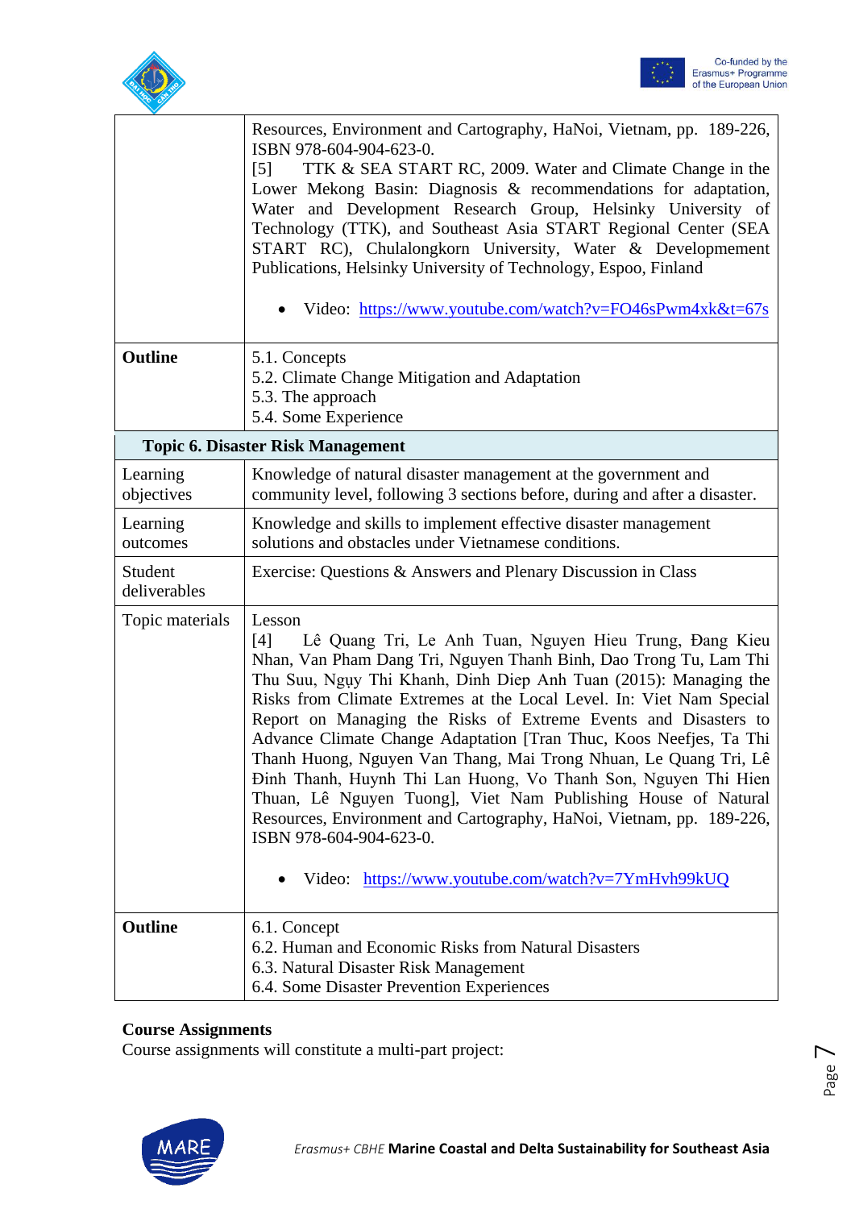| | |
|---|---|
| | Resources, Environment and Cartography, HaNoi, Vietnam, pp. 189-226, ISBN 978-604-904-623-0.<br>[5] TTK & SEA START RC, 2009. Water and Climate Change in the Lower Mekong Basin: Diagnosis & recommendations for adaptation, Water and Development Research Group, Helsinky University of Technology (TTK), and Southeast Asia START Regional Center (SEA START RC), Chulalongkorn University, Water & Developmement Publications, Helsinky University of Technology, Espoo, Finland<br><br>• Video: https://www.youtube.com/watch?v=FO46sPwm4xk&t=67s |
| **Outline** | 5.1. Concepts<br>5.2. Climate Change Mitigation and Adaptation<br>5.3. The approach<br>5.4. Some Experience |
| **Topic 6. Disaster Risk Management** | |
| Learning objectives | Knowledge of natural disaster management at the government and community level, following 3 sections before, during and after a disaster. |
| Learning outcomes | Knowledge and skills to implement effective disaster management solutions and obstacles under Vietnamese conditions. |
| Student deliverables | Exercise: Questions & Answers and Plenary Discussion in Class |
| Topic materials | Lesson<br>[4] Lê Quang Tri, Le Anh Tuan, Nguyen Hieu Trung, Đang Kieu Nhan, Van Pham Dang Tri, Nguyen Thanh Binh, Dao Trong Tu, Lam Thi Thu Suu, Nguy Thi Khanh, Dinh Diep Anh Tuan (2015): Managing the Risks from Climate Extremes at the Local Level. In: Viet Nam Special Report on Managing the Risks of Extreme Events and Disasters to Advance Climate Change Adaptation [Tran Thuc, Koos Neefjes, Ta Thi Thanh Huong, Nguyen Van Thang, Mai Trong Nhuan, Le Quang Tri, Lê Đinh Thanh, Huynh Thi Lan Huong, Vo Thanh Son, Nguyen Thi Hien Thuan, Lê Nguyen Tuong], Viet Nam Publishing House of Natural Resources, Environment and Cartography, HaNoi, Vietnam, pp. 189-226, ISBN 978-604-904-623-0.<br><br>• Video: https://www.youtube.com/watch?v=7YmHvh99kUQ |
| **Outline** | 6.1. Concept<br>6.2. Human and Economic Risks from Natural Disasters<br>6.3. Natural Disaster Risk Management<br>6.4. Some Disaster Prevention Experiences |

**Course Assignments**

Course assignments will constitute a multi-part project: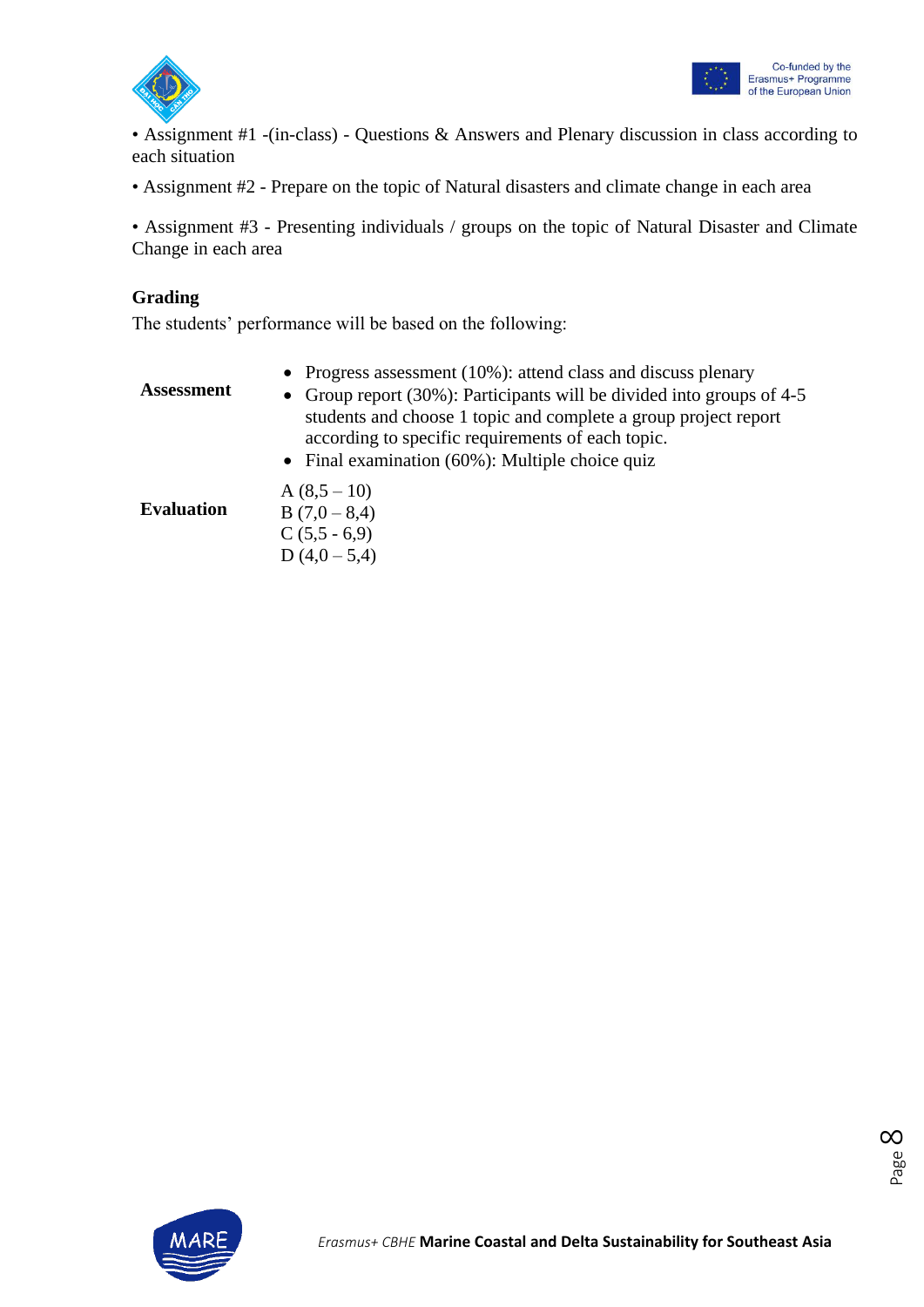• Assignment #1 -(in-class) - Questions & Answers and Plenary discussion in class according to each situation

• Assignment #2 - Prepare on the topic of Natural disasters and climate change in each area

• Assignment #3 - Presenting individuals / groups on the topic of Natural Disaster and Climate Change in each area

**Grading**

The students' performance will be based on the following:

| | |
|---|---|
| **Assessment** | • Progress assessment (10%): attend class and discuss plenary<br>• Group report (30%): Participants will be divided into groups of 4-5 students and choose 1 topic and complete a group project report according to specific requirements of each topic.<br>• Final examination (60%): Multiple choice quiz |
| **Evaluation** | A (8,5 – 10)<br>B (7,0 – 8,4)<br>C (5,5 - 6,9)<br>D (4,0 – 5,4) |